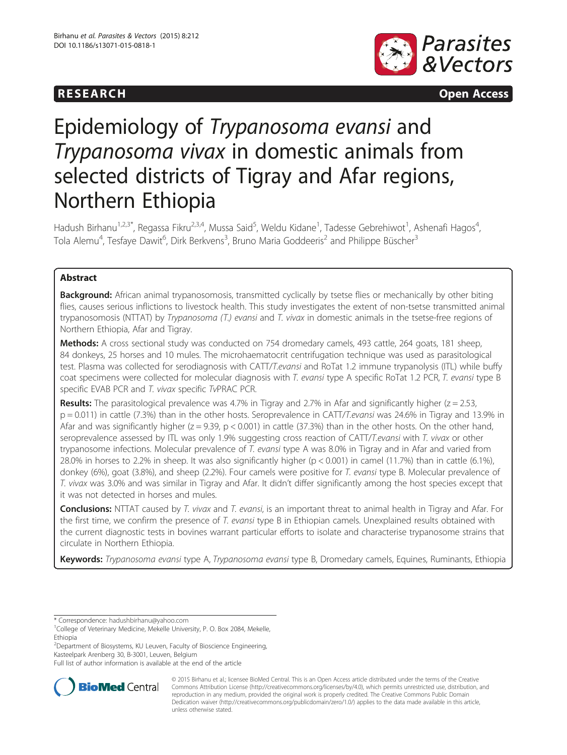**RESEARCH** **Open Access**

# Epidemiology of *Trypanosoma evansi* and *Trypanosoma vivax* in domestic animals from selected districts of Tigray and Afar regions, Northern Ethiopia

Hadush Birhanu[1,2,3*], Regassa Fikru[2,3,4], Mussa Said[5], Weldu Kidane[1], Tadesse Gebrehiwot[1], Ashenafi Hagos[4], Tola Alemu[4], Tesfaye Dawit[6], Dirk Berkvens[3], Bruno Maria Goddeeris[2] and Philippe Büscher[3]

## Abstract

**Background:** African animal trypanosomosis, transmitted cyclically by tsetse flies or mechanically by other biting flies, causes serious inflictions to livestock health. This study investigates the extent of non-tsetse transmitted animal trypanosomosis (NTTAT) by *Trypanosoma (T.) evansi* and *T. vivax* in domestic animals in the tsetse-free regions of Northern Ethiopia, Afar and Tigray.

**Methods:** A cross sectional study was conducted on 754 dromedary camels, 493 cattle, 264 goats, 181 sheep, 84 donkeys, 25 horses and 10 mules. The microhaematocrit centrifugation technique was used as parasitological test. Plasma was collected for serodiagnosis with CATT/*T.evansi* and RoTat 1.2 immune trypanolysis (ITL) while buffy coat specimens were collected for molecular diagnosis with *T. evansi* type A specific RoTat 1.2 PCR, *T. evansi* type B specific EVAB PCR and *T. vivax* specific *Tv*PRAC PCR.

**Results:** The parasitological prevalence was 4.7% in Tigray and 2.7% in Afar and significantly higher ($z = 2.53$, $p = 0.011$) in cattle (7.3%) than in the other hosts. Seroprevalence in CATT/*T.evansi* was 24.6% in Tigray and 13.9% in Afar and was significantly higher ($z = 9.39$, $p < 0.001$) in cattle (37.3%) than in the other hosts. On the other hand, seroprevalence assessed by ITL was only 1.9% suggesting cross reaction of CATT/*T.evansi* with *T. vivax* or other trypanosome infections. Molecular prevalence of *T. evansi* type A was 8.0% in Tigray and in Afar and varied from 28.0% in horses to 2.2% in sheep. It was also significantly higher ($p < 0.001$) in camel (11.7%) than in cattle (6.1%), donkey (6%), goat (3.8%), and sheep (2.2%). Four camels were positive for *T. evansi* type B. Molecular prevalence of *T. vivax* was 3.0% and was similar in Tigray and Afar. It didn't differ significantly among the host species except that it was not detected in horses and mules.

**Conclusions:** NTTAT caused by *T. vivax* and *T. evansi*, is an important threat to animal health in Tigray and Afar. For the first time, we confirm the presence of *T. evansi* type B in Ethiopian camels. Unexplained results obtained with the current diagnostic tests in bovines warrant particular efforts to isolate and characterise trypanosome strains that circulate in Northern Ethiopia.

**Keywords:** *Trypanosoma evansi* type A, *Trypanosoma evansi* type B, Dromedary camels, Equines, Ruminants, Ethiopia

\* Correspondence: hadushbirhanu@yahoo.com
[1]College of Veterinary Medicine, Mekelle University, P. O. Box 2084, Mekelle, Ethiopia
[2]Department of Biosystems, KU Leuven, Faculty of Bioscience Engineering, Kasteelpark Arenberg 30, B-3001, Leuven, Belgium
Full list of author information is available at the end of the article

© 2015 Birhanu et al.; licensee BioMed Central. This is an Open Access article distributed under the terms of the Creative Commons Attribution License (http://creativecommons.org/licenses/by/4.0), which permits unrestricted use, distribution, and reproduction in any medium, provided the original work is properly credited. The Creative Commons Public Domain Dedication waiver (http://creativecommons.org/publicdomain/zero/1.0/) applies to the data made available in this article, unless otherwise stated.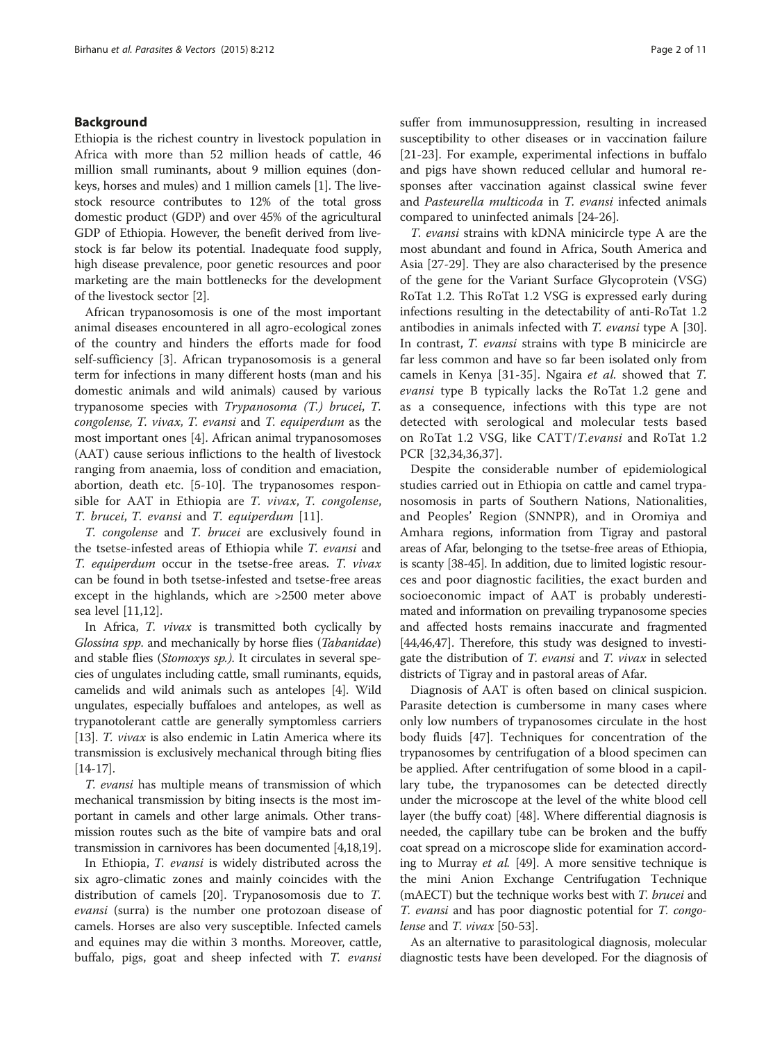## Background

Ethiopia is the richest country in livestock population in Africa with more than 52 million heads of cattle, 46 million small ruminants, about 9 million equines (donkeys, horses and mules) and 1 million camels [1]. The livestock resource contributes to 12% of the total gross domestic product (GDP) and over 45% of the agricultural GDP of Ethiopia. However, the benefit derived from livestock is far below its potential. Inadequate food supply, high disease prevalence, poor genetic resources and poor marketing are the main bottlenecks for the development of the livestock sector [2].

African trypanosomosis is one of the most important animal diseases encountered in all agro-ecological zones of the country and hinders the efforts made for food self-sufficiency [3]. African trypanosomosis is a general term for infections in many different hosts (man and his domestic animals and wild animals) caused by various trypanosome species with *Trypanosoma (T.) brucei*, *T. congolense, T. vivax, T. evansi* and *T. equiperdum* as the most important ones [4]. African animal trypanosomoses (AAT) cause serious inflictions to the health of livestock ranging from anaemia, loss of condition and emaciation, abortion, death etc. [5-10]. The trypanosomes responsible for AAT in Ethiopia are *T. vivax*, *T. congolense*, *T. brucei*, *T. evansi* and *T. equiperdum* [11].

*T. congolense* and *T. brucei* are exclusively found in the tsetse-infested areas of Ethiopia while *T. evansi* and *T. equiperdum* occur in the tsetse-free areas. *T. vivax* can be found in both tsetse-infested and tsetse-free areas except in the highlands, which are >2500 meter above sea level [11,12].

In Africa, *T. vivax* is transmitted both cyclically by *Glossina spp*. and mechanically by horse flies (*Tabanidae*) and stable flies (*Stomoxys sp.)*. It circulates in several species of ungulates including cattle, small ruminants, equids, camelids and wild animals such as antelopes [4]. Wild ungulates, especially buffaloes and antelopes, as well as trypanotolerant cattle are generally symptomless carriers [13]. *T. vivax* is also endemic in Latin America where its transmission is exclusively mechanical through biting flies [14-17].

*T. evansi* has multiple means of transmission of which mechanical transmission by biting insects is the most important in camels and other large animals. Other transmission routes such as the bite of vampire bats and oral transmission in carnivores has been documented [4,18,19].

In Ethiopia, *T. evansi* is widely distributed across the six agro-climatic zones and mainly coincides with the distribution of camels [20]. Trypanosomosis due to *T. evansi* (surra) is the number one protozoan disease of camels. Horses are also very susceptible. Infected camels and equines may die within 3 months. Moreover, cattle, buffalo, pigs, goat and sheep infected with *T. evansi* suffer from immunosuppression, resulting in increased susceptibility to other diseases or in vaccination failure [21-23]. For example, experimental infections in buffalo and pigs have shown reduced cellular and humoral responses after vaccination against classical swine fever and *Pasteurella multicoda* in *T. evansi* infected animals compared to uninfected animals [24-26].

*T. evansi* strains with kDNA minicircle type A are the most abundant and found in Africa, South America and Asia [27-29]. They are also characterised by the presence of the gene for the Variant Surface Glycoprotein (VSG) RoTat 1.2. This RoTat 1.2 VSG is expressed early during infections resulting in the detectability of anti-RoTat 1.2 antibodies in animals infected with *T. evansi* type A [30]. In contrast, *T. evansi* strains with type B minicircle are far less common and have so far been isolated only from camels in Kenya [31-35]. Ngaira *et al.* showed that *T. evansi* type B typically lacks the RoTat 1.2 gene and as a consequence, infections with this type are not detected with serological and molecular tests based on RoTat 1.2 VSG, like CATT/*T.evansi* and RoTat 1.2 PCR [32,34,36,37].

Despite the considerable number of epidemiological studies carried out in Ethiopia on cattle and camel trypanosomosis in parts of Southern Nations, Nationalities, and Peoples' Region (SNNPR), and in Oromiya and Amhara regions, information from Tigray and pastoral areas of Afar, belonging to the tsetse-free areas of Ethiopia, is scanty [38-45]. In addition, due to limited logistic resources and poor diagnostic facilities, the exact burden and socioeconomic impact of AAT is probably underestimated and information on prevailing trypanosome species and affected hosts remains inaccurate and fragmented [44,46,47]. Therefore, this study was designed to investigate the distribution of *T. evansi* and *T. vivax* in selected districts of Tigray and in pastoral areas of Afar.

Diagnosis of AAT is often based on clinical suspicion. Parasite detection is cumbersome in many cases where only low numbers of trypanosomes circulate in the host body fluids [47]. Techniques for concentration of the trypanosomes by centrifugation of a blood specimen can be applied. After centrifugation of some blood in a capillary tube, the trypanosomes can be detected directly under the microscope at the level of the white blood cell layer (the buffy coat) [48]. Where differential diagnosis is needed, the capillary tube can be broken and the buffy coat spread on a microscope slide for examination according to Murray *et al.* [49]. A more sensitive technique is the mini Anion Exchange Centrifugation Technique (mAECT) but the technique works best with *T. brucei* and *T. evansi* and has poor diagnostic potential for *T. congolense* and *T. vivax* [50-53].

As an alternative to parasitological diagnosis, molecular diagnostic tests have been developed. For the diagnosis of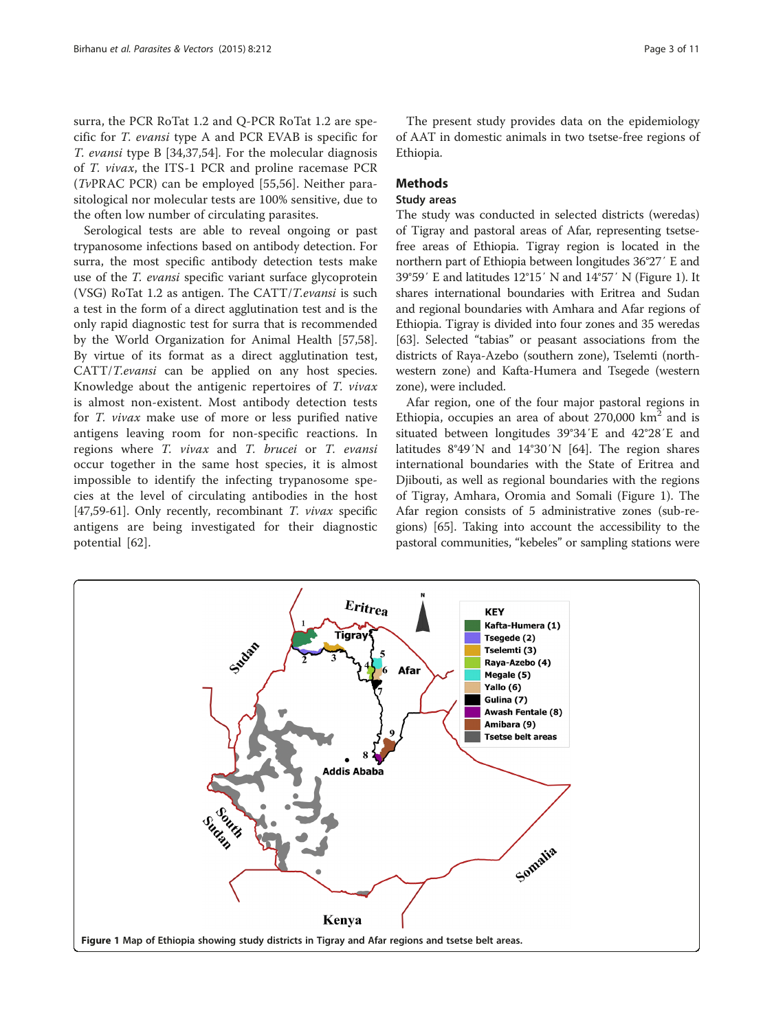surra, the PCR RoTat 1.2 and Q-PCR RoTat 1.2 are specific for *T. evansi* type A and PCR EVAB is specific for *T. evansi* type B [34,37,54]. For the molecular diagnosis of *T. vivax*, the ITS-1 PCR and proline racemase PCR (*Tv*PRAC PCR) can be employed [55,56]. Neither parasitological nor molecular tests are 100% sensitive, due to the often low number of circulating parasites.

Serological tests are able to reveal ongoing or past trypanosome infections based on antibody detection. For surra, the most specific antibody detection tests make use of the *T. evansi* specific variant surface glycoprotein (VSG) RoTat 1.2 as antigen. The CATT/*T.evansi* is such a test in the form of a direct agglutination test and is the only rapid diagnostic test for surra that is recommended by the World Organization for Animal Health [57,58]. By virtue of its format as a direct agglutination test, CATT/*T.evansi* can be applied on any host species. Knowledge about the antigenic repertoires of *T. vivax* is almost non-existent. Most antibody detection tests for *T. vivax* make use of more or less purified native antigens leaving room for non-specific reactions. In regions where *T. vivax* and *T. brucei* or *T. evansi* occur together in the same host species, it is almost impossible to identify the infecting trypanosome species at the level of circulating antibodies in the host [47,59-61]. Only recently, recombinant *T. vivax* specific antigens are being investigated for their diagnostic potential [62].

The present study provides data on the epidemiology of AAT in domestic animals in two tsetse-free regions of Ethiopia.

## Methods

### Study areas

The study was conducted in selected districts (weredas) of Tigray and pastoral areas of Afar, representing tsetse-free areas of Ethiopia. Tigray region is located in the northern part of Ethiopia between longitudes 36°27′ E and 39°59′ E and latitudes 12°15′ N and 14°57′ N (Figure 1). It shares international boundaries with Eritrea and Sudan and regional boundaries with Amhara and Afar regions of Ethiopia. Tigray is divided into four zones and 35 weredas [63]. Selected "tabias" or peasant associations from the districts of Raya-Azebo (southern zone), Tselemti (north-western zone) and Kafta-Humera and Tsegede (western zone), were included.

Afar region, one of the four major pastoral regions in Ethiopia, occupies an area of about 270,000 km$^2$ and is situated between longitudes 39°34′E and 42°28′E and latitudes 8°49′N and 14°30′N [64]. The region shares international boundaries with the State of Eritrea and Djibouti, as well as regional boundaries with the regions of Tigray, Amhara, Oromia and Somali (Figure 1). The Afar region consists of 5 administrative zones (sub-regions) [65]. Taking into account the accessibility to the pastoral communities, "kebeles" or sampling stations were

**Figure 1** Map of Ethiopia showing study districts in Tigray and Afar regions and tsetse belt areas.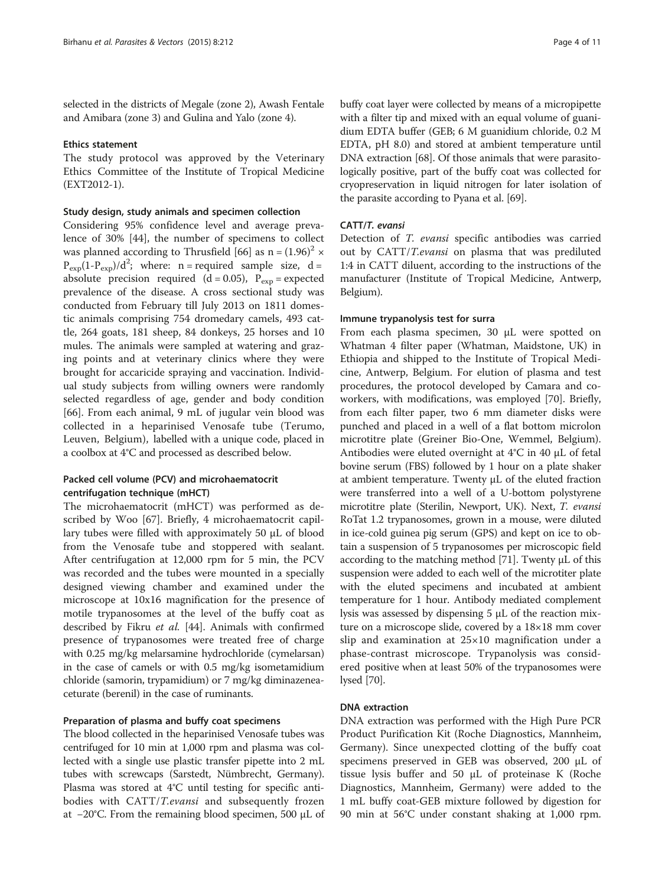selected in the districts of Megale (zone 2), Awash Fentale and Amibara (zone 3) and Gulina and Yalo (zone 4).

#### Ethics statement

The study protocol was approved by the Veterinary Ethics Committee of the Institute of Tropical Medicine (EXT2012-1).

#### Study design, study animals and specimen collection

Considering 95% confidence level and average prevalence of 30% [44], the number of specimens to collect was planned according to Thrusfield [66] as $n = (1.96)^2 \times P_{exp}(1-P_{exp})/d^2$; where: n = required sample size, d = absolute precision required (d = 0.05), $P_{exp}$ = expected prevalence of the disease. A cross sectional study was conducted from February till July 2013 on 1811 domestic animals comprising 754 dromedary camels, 493 cattle, 264 goats, 181 sheep, 84 donkeys, 25 horses and 10 mules. The animals were sampled at watering and grazing points and at veterinary clinics where they were brought for accaricide spraying and vaccination. Individual study subjects from willing owners were randomly selected regardless of age, gender and body condition [66]. From each animal, 9 mL of jugular vein blood was collected in a heparinised Venosafe tube (Terumo, Leuven, Belgium), labelled with a unique code, placed in a coolbox at 4°C and processed as described below.

#### Packed cell volume (PCV) and microhaematocrit centrifugation technique (mHCT)

The microhaematocrit (mHCT) was performed as described by Woo [67]. Briefly, 4 microhaematocrit capillary tubes were filled with approximately 50 μL of blood from the Venosafe tube and stoppered with sealant. After centrifugation at 12,000 rpm for 5 min, the PCV was recorded and the tubes were mounted in a specially designed viewing chamber and examined under the microscope at 10x16 magnification for the presence of motile trypanosomes at the level of the buffy coat as described by Fikru *et al.* [44]. Animals with confirmed presence of trypanosomes were treated free of charge with 0.25 mg/kg melarsamine hydrochloride (cymelarsan) in the case of camels or with 0.5 mg/kg isometamidium chloride (samorin, trypamidium) or 7 mg/kg diminazeneaceturate (berenil) in the case of ruminants.

#### Preparation of plasma and buffy coat specimens

The blood collected in the heparinised Venosafe tubes was centrifuged for 10 min at 1,000 rpm and plasma was collected with a single use plastic transfer pipette into 2 mL tubes with screwcaps (Sarstedt, Nümbrecht, Germany). Plasma was stored at 4°C until testing for specific antibodies with CATT/*T.evansi* and subsequently frozen at −20°C. From the remaining blood specimen, 500 μL of buffy coat layer were collected by means of a micropipette with a filter tip and mixed with an equal volume of guanidium EDTA buffer (GEB; 6 M guanidium chloride, 0.2 M EDTA, pH 8.0) and stored at ambient temperature until DNA extraction [68]. Of those animals that were parasitologically positive, part of the buffy coat was collected for cryopreservation in liquid nitrogen for later isolation of the parasite according to Pyana et al. [69].

#### CATT/*T. evansi*

Detection of *T. evansi* specific antibodies was carried out by CATT/*T.evansi* on plasma that was prediluted 1:4 in CATT diluent, according to the instructions of the manufacturer (Institute of Tropical Medicine, Antwerp, Belgium).

#### Immune trypanolysis test for surra

From each plasma specimen, 30 μL were spotted on Whatman 4 filter paper (Whatman, Maidstone, UK) in Ethiopia and shipped to the Institute of Tropical Medicine, Antwerp, Belgium. For elution of plasma and test procedures, the protocol developed by Camara and coworkers, with modifications, was employed [70]. Briefly, from each filter paper, two 6 mm diameter disks were punched and placed in a well of a flat bottom microlon microtitre plate (Greiner Bio-One, Wemmel, Belgium). Antibodies were eluted overnight at 4°C in 40 μL of fetal bovine serum (FBS) followed by 1 hour on a plate shaker at ambient temperature. Twenty μL of the eluted fraction were transferred into a well of a U-bottom polystyrene microtitre plate (Sterilin, Newport, UK). Next, *T. evansi* RoTat 1.2 trypanosomes, grown in a mouse, were diluted in ice-cold guinea pig serum (GPS) and kept on ice to obtain a suspension of 5 trypanosomes per microscopic field according to the matching method [71]. Twenty μL of this suspension were added to each well of the microtiter plate with the eluted specimens and incubated at ambient temperature for 1 hour. Antibody mediated complement lysis was assessed by dispensing 5 μL of the reaction mixture on a microscope slide, covered by a 18×18 mm cover slip and examination at 25×10 magnification under a phase-contrast microscope. Trypanolysis was considered positive when at least 50% of the trypanosomes were lysed [70].

#### DNA extraction

DNA extraction was performed with the High Pure PCR Product Purification Kit (Roche Diagnostics, Mannheim, Germany). Since unexpected clotting of the buffy coat specimens preserved in GEB was observed, 200 μL of tissue lysis buffer and 50 μL of proteinase K (Roche Diagnostics, Mannheim, Germany) were added to the 1 mL buffy coat-GEB mixture followed by digestion for 90 min at 56°C under constant shaking at 1,000 rpm.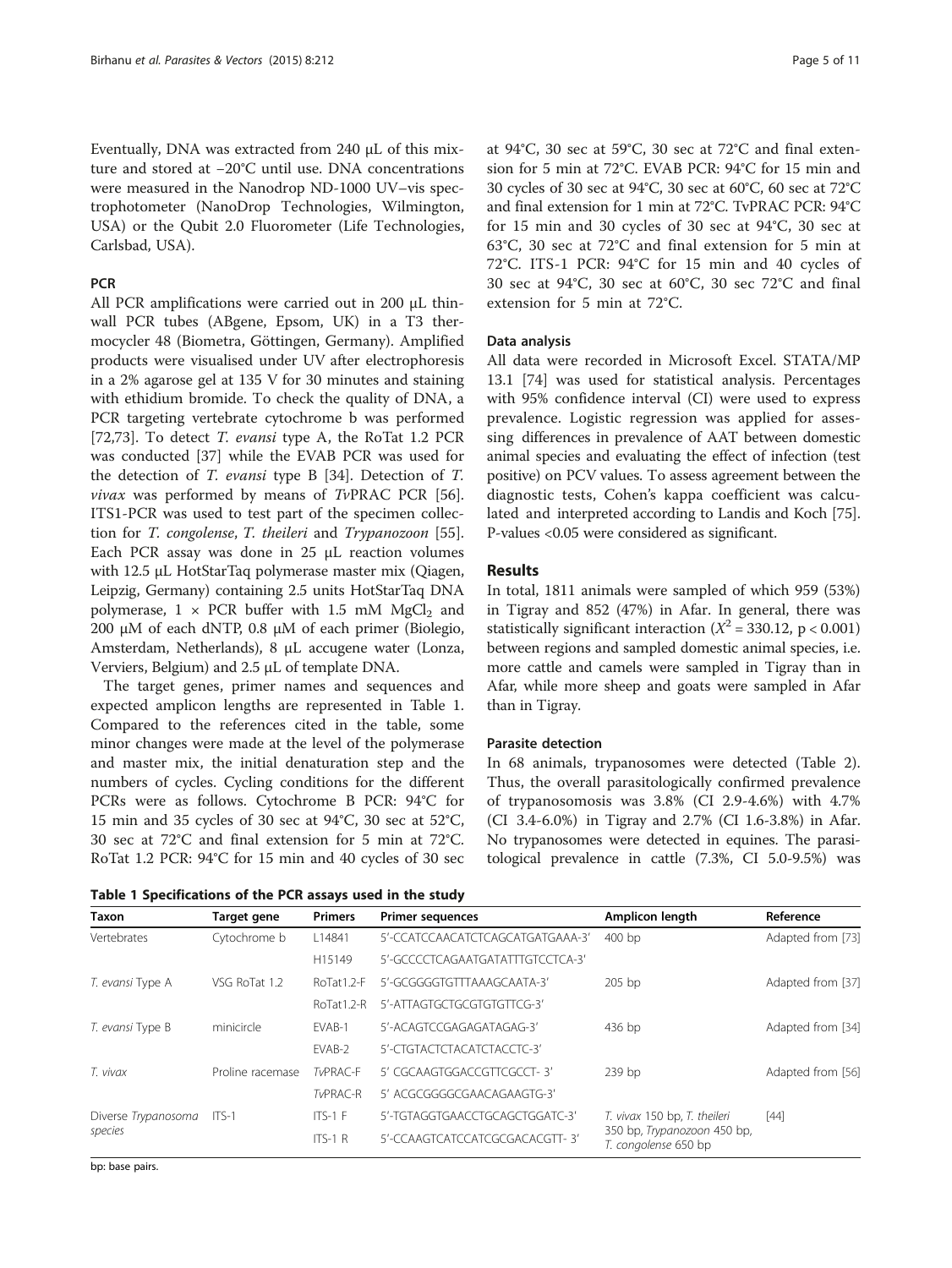Eventually, DNA was extracted from 240 μL of this mixture and stored at −20°C until use. DNA concentrations were measured in the Nanodrop ND-1000 UV–vis spectrophotometer (NanoDrop Technologies, Wilmington, USA) or the Qubit 2.0 Fluorometer (Life Technologies, Carlsbad, USA).

### PCR

All PCR amplifications were carried out in 200 μL thin-wall PCR tubes (ABgene, Epsom, UK) in a T3 thermocycler 48 (Biometra, Göttingen, Germany). Amplified products were visualised under UV after electrophoresis in a 2% agarose gel at 135 V for 30 minutes and staining with ethidium bromide. To check the quality of DNA, a PCR targeting vertebrate cytochrome b was performed [72,73]. To detect *T. evansi* type A, the RoTat 1.2 PCR was conducted [37] while the EVAB PCR was used for the detection of *T. evansi* type B [34]. Detection of *T. vivax* was performed by means of *Tv*PRAC PCR [56]. ITS1-PCR was used to test part of the specimen collection for *T. congolense*, *T. theileri* and *Trypanozoon* [55]. Each PCR assay was done in 25 μL reaction volumes with 12.5 μL HotStarTaq polymerase master mix (Qiagen, Leipzig, Germany) containing 2.5 units HotStarTaq DNA polymerase, 1 × PCR buffer with 1.5 mM $MgCl_2$ and 200 μM of each dNTP, 0.8 μM of each primer (Biolegio, Amsterdam, Netherlands), 8 μL accugene water (Lonza, Verviers, Belgium) and 2.5 μL of template DNA.

The target genes, primer names and sequences and expected amplicon lengths are represented in Table 1. Compared to the references cited in the table, some minor changes were made at the level of the polymerase and master mix, the initial denaturation step and the numbers of cycles. Cycling conditions for the different PCRs were as follows. Cytochrome B PCR: 94°C for 15 min and 35 cycles of 30 sec at 94°C, 30 sec at 52°C, 30 sec at 72°C and final extension for 5 min at 72°C. RoTat 1.2 PCR: 94°C for 15 min and 40 cycles of 30 sec at 94°C, 30 sec at 59°C, 30 sec at 72°C and final extension for 5 min at 72°C. EVAB PCR: 94°C for 15 min and 30 cycles of 30 sec at 94°C, 30 sec at 60°C, 60 sec at 72°C and final extension for 1 min at 72°C. TvPRAC PCR: 94°C for 15 min and 30 cycles of 30 sec at 94°C, 30 sec at 63°C, 30 sec at 72°C and final extension for 5 min at 72°C. ITS-1 PCR: 94°C for 15 min and 40 cycles of 30 sec at 94°C, 30 sec at 60°C, 30 sec 72°C and final extension for 5 min at 72°C.

### Data analysis

All data were recorded in Microsoft Excel. STATA/MP 13.1 [74] was used for statistical analysis. Percentages with 95% confidence interval (CI) were used to express prevalence. Logistic regression was applied for assessing differences in prevalence of AAT between domestic animal species and evaluating the effect of infection (test positive) on PCV values. To assess agreement between the diagnostic tests, Cohen's kappa coefficient was calculated and interpreted according to Landis and Koch [75]. P-values <0.05 were considered as significant.

## Results

In total, 1811 animals were sampled of which 959 (53%) in Tigray and 852 (47%) in Afar. In general, there was statistically significant interaction ($X^2 = 330.12$, $p < 0.001$) between regions and sampled domestic animal species, i.e. more cattle and camels were sampled in Tigray than in Afar, while more sheep and goats were sampled in Afar than in Tigray.

### Parasite detection

In 68 animals, trypanosomes were detected (Table 2). Thus, the overall parasitologically confirmed prevalence of trypanosomosis was 3.8% (CI 2.9-4.6%) with 4.7% (CI 3.4-6.0%) in Tigray and 2.7% (CI 1.6-3.8%) in Afar. No trypanosomes were detected in equines. The parasitological prevalence in cattle (7.3%, CI 5.0-9.5%) was

**Table 1 Specifications of the PCR assays used in the study**

| Taxon | Target gene | Primers | Primer sequences | Amplicon length | Reference |
|---|---|---|---|---|---|
| Vertebrates | Cytochrome b | L14841 | 5'-CCATCCAACATCTCAGCATGATGAAA-3' | 400 bp | Adapted from [73] |
| | | H15149 | 5'-GCCCCTCAGAATGATATTTGTCCTCA-3' | | |
| *T. evansi* Type A | VSG RoTat 1.2 | RoTat1.2-F | 5'-GCGGGGTGTTTAAAGCAATA-3' | 205 bp | Adapted from [37] |
| | | RoTat1.2-R | 5'-ATTAGTGCTGCGTGTGTTCG-3' | | |
| *T. evansi* Type B | minicircle | EVAB-1 | 5'-ACAGTCCGAGAGATAGAG-3' | 436 bp | Adapted from [34] |
| | | EVAB-2 | 5'-CTGTACTCTACATCTACCTC-3' | | |
| *T. vivax* | Proline racemase | *Tv*PRAC-F | 5' CGCAAGTGGACCGTTCGCCT- 3' | 239 bp | Adapted from [56] |
| | | *Tv*PRAC-R | 5' ACGCGGGGCGAACAGAAGTG-3' | | |
| Diverse *Trypanosoma* species | ITS-1 | ITS-1 F | 5'-TGTAGGTGAACCTGCAGCTGGATC-3' | *T. vivax* 150 bp, *T. theileri* 350 bp, *Trypanozoon* 450 bp, *T. congolense* 650 bp | [44] |
| | | ITS-1 R | 5'-CCAAGTCATCCATCGCGACACGTT- 3' | | |

bp: base pairs.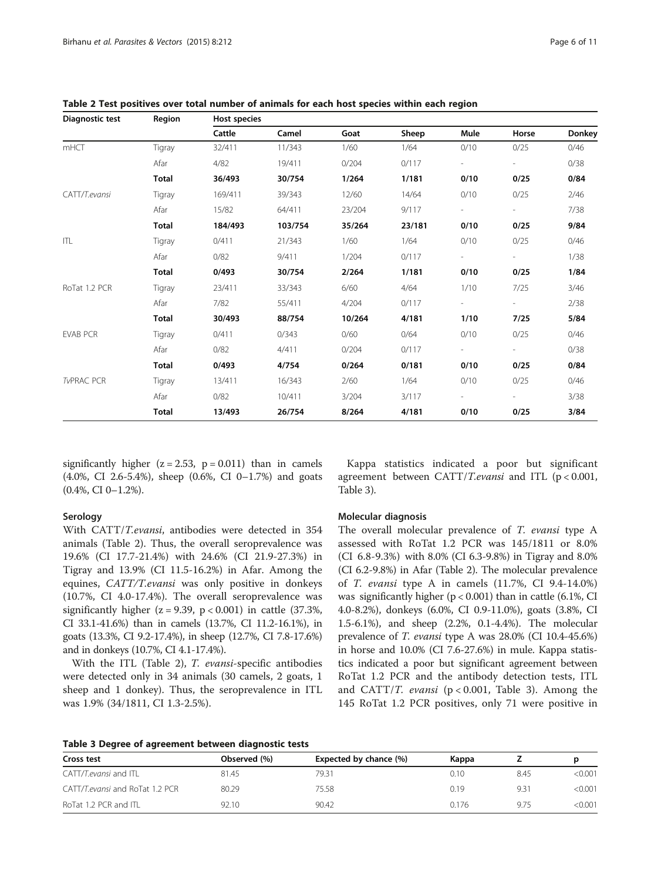**Table 2 Test positives over total number of animals for each host species within each region**

| Diagnostic test | Region | Host species | | | | | | |
|---|---|---|---|---|---|---|---|---|
| | | Cattle | Camel | Goat | Sheep | Mule | Horse | Donkey |
| mHCT | Tigray | 32/411 | 11/343 | 1/60 | 1/64 | 0/10 | 0/25 | 0/46 |
| | Afar | 4/82 | 19/411 | 0/204 | 0/117 | - | - | 0/38 |
| | **Total** | **36/493** | **30/754** | **1/264** | **1/181** | **0/10** | **0/25** | **0/84** |
| CATT/*T.evansi* | Tigray | 169/411 | 39/343 | 12/60 | 14/64 | 0/10 | 0/25 | 2/46 |
| | Afar | 15/82 | 64/411 | 23/204 | 9/117 | - | - | 7/38 |
| | **Total** | **184/493** | **103/754** | **35/264** | **23/181** | **0/10** | **0/25** | **9/84** |
| ITL | Tigray | 0/411 | 21/343 | 1/60 | 1/64 | 0/10 | 0/25 | 0/46 |
| | Afar | 0/82 | 9/411 | 1/204 | 0/117 | - | - | 1/38 |
| | **Total** | **0/493** | **30/754** | **2/264** | **1/181** | **0/10** | **0/25** | **1/84** |
| RoTat 1.2 PCR | Tigray | 23/411 | 33/343 | 6/60 | 4/64 | 1/10 | 7/25 | 3/46 |
| | Afar | 7/82 | 55/411 | 4/204 | 0/117 | - | - | 2/38 |
| | **Total** | **30/493** | **88/754** | **10/264** | **4/181** | **1/10** | **7/25** | **5/84** |
| EVAB PCR | Tigray | 0/411 | 0/343 | 0/60 | 0/64 | 0/10 | 0/25 | 0/46 |
| | Afar | 0/82 | 4/411 | 0/204 | 0/117 | - | - | 0/38 |
| | **Total** | **0/493** | **4/754** | **0/264** | **0/181** | **0/10** | **0/25** | **0/84** |
| *Tv*PRAC PCR | Tigray | 13/411 | 16/343 | 2/60 | 1/64 | 0/10 | 0/25 | 0/46 |
| | Afar | 0/82 | 10/411 | 3/204 | 3/117 | - | - | 3/38 |
| | **Total** | **13/493** | **26/754** | **8/264** | **4/181** | **0/10** | **0/25** | **3/84** |

significantly higher ($z = 2.53$, $p = 0.011$) than in camels (4.0%, CI 2.6-5.4%), sheep (0.6%, CI 0–1.7%) and goats (0.4%, CI 0–1.2%).

### Serology

With CATT/*T.evansi*, antibodies were detected in 354 animals (Table 2). Thus, the overall seroprevalence was 19.6% (CI 17.7-21.4%) with 24.6% (CI 21.9-27.3%) in Tigray and 13.9% (CI 11.5-16.2%) in Afar. Among the equines, *CATT/T.evansi* was only positive in donkeys (10.7%, CI 4.0-17.4%). The overall seroprevalence was significantly higher ($z = 9.39$, $p < 0.001$) in cattle (37.3%, CI 33.1-41.6%) than in camels (13.7%, CI 11.2-16.1%), in goats (13.3%, CI 9.2-17.4%), in sheep (12.7%, CI 7.8-17.6%) and in donkeys (10.7%, CI 4.1-17.4%).

With the ITL (Table 2), *T. evansi*-specific antibodies were detected only in 34 animals (30 camels, 2 goats, 1 sheep and 1 donkey). Thus, the seroprevalence in ITL was 1.9% (34/1811, CI 1.3-2.5%).

Kappa statistics indicated a poor but significant agreement between CATT/*T.evansi* and ITL ($p < 0.001$, Table 3).

### Molecular diagnosis

The overall molecular prevalence of *T. evansi* type A assessed with RoTat 1.2 PCR was 145/1811 or 8.0% (CI 6.8-9.3%) with 8.0% (CI 6.3-9.8%) in Tigray and 8.0% (CI 6.2-9.8%) in Afar (Table 2). The molecular prevalence of *T. evansi* type A in camels (11.7%, CI 9.4-14.0%) was significantly higher ($p < 0.001$) than in cattle (6.1%, CI 4.0-8.2%), donkeys (6.0%, CI 0.9-11.0%), goats (3.8%, CI 1.5-6.1%), and sheep (2.2%, 0.1-4.4%). The molecular prevalence of *T. evansi* type A was 28.0% (CI 10.4-45.6%) in horse and 10.0% (CI 7.6-27.6%) in mule. Kappa statistics indicated a poor but significant agreement between RoTat 1.2 PCR and the antibody detection tests, ITL and CATT/*T. evansi* ($p < 0.001$, Table 3). Among the 145 RoTat 1.2 PCR positives, only 71 were positive in

**Table 3 Degree of agreement between diagnostic tests**

| Cross test | Observed (%) | Expected by chance (%) | Kappa | Z | p |
|---|---|---|---|---|---|
| CATT/*T.evansi* and ITL | 81.45 | 79.31 | 0.10 | 8.45 | <0.001 |
| CATT/*T.evansi* and RoTat 1.2 PCR | 80.29 | 75.58 | 0.19 | 9.31 | <0.001 |
| RoTat 1.2 PCR and ITL | 92.10 | 90.42 | 0.176 | 9.75 | <0.001 |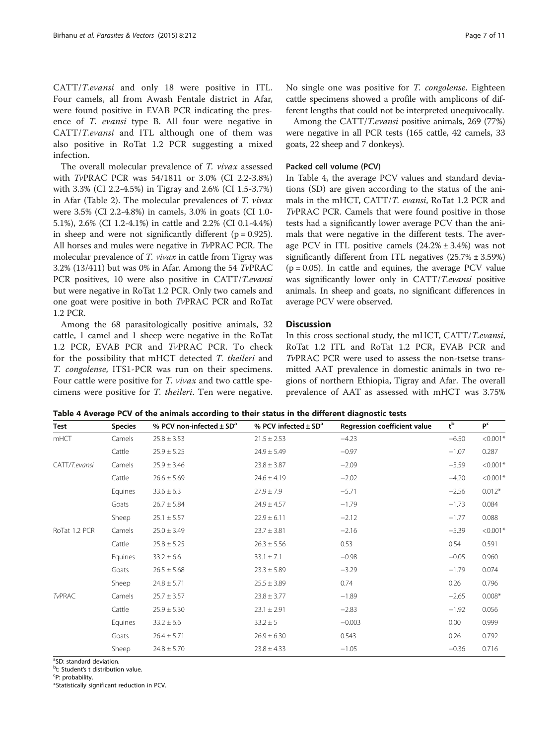CATT/*T.evansi* and only 18 were positive in ITL. Four camels, all from Awash Fentale district in Afar, were found positive in EVAB PCR indicating the presence of *T. evansi* type B. All four were negative in CATT/*T.evansi* and ITL although one of them was also positive in RoTat 1.2 PCR suggesting a mixed infection.

The overall molecular prevalence of *T. vivax* assessed with *Tv*PRAC PCR was 54/1811 or 3.0% (CI 2.2-3.8%) with 3.3% (CI 2.2-4.5%) in Tigray and 2.6% (CI 1.5-3.7%) in Afar (Table 2). The molecular prevalences of *T. vivax* were 3.5% (CI 2.2-4.8%) in camels, 3.0% in goats (CI 1.0-5.1%), 2.6% (CI 1.2-4.1%) in cattle and 2.2% (CI 0.1-4.4%) in sheep and were not significantly different ($p = 0.925$). All horses and mules were negative in *Tv*PRAC PCR. The molecular prevalence of *T. vivax* in cattle from Tigray was 3.2% (13/411) but was 0% in Afar. Among the 54 *Tv*PRAC PCR positives, 10 were also positive in CATT/*T.evansi* but were negative in RoTat 1.2 PCR. Only two camels and one goat were positive in both *Tv*PRAC PCR and RoTat 1.2 PCR.

Among the 68 parasitologically positive animals, 32 cattle, 1 camel and 1 sheep were negative in the RoTat 1.2 PCR, EVAB PCR and *Tv*PRAC PCR. To check for the possibility that mHCT detected *T. theileri* and *T. congolense*, ITS1-PCR was run on their specimens. Four cattle were positive for *T. vivax* and two cattle specimens were positive for *T. theileri*. Ten were negative. No single one was positive for *T. congolense*. Eighteen cattle specimens showed a profile with amplicons of different lengths that could not be interpreted unequivocally.

Among the CATT/*T.evansi* positive animals, 269 (77%) were negative in all PCR tests (165 cattle, 42 camels, 33 goats, 22 sheep and 7 donkeys).

#### Packed cell volume (PCV)

In Table 4, the average PCV values and standard deviations (SD) are given according to the status of the animals in the mHCT, CATT/*T. evansi*, RoTat 1.2 PCR and *Tv*PRAC PCR. Camels that were found positive in those tests had a significantly lower average PCV than the animals that were negative in the different tests. The average PCV in ITL positive camels (24.2% ± 3.4%) was not significantly different from ITL negatives (25.7% ± 3.59%) ($p = 0.05$). In cattle and equines, the average PCV value was significantly lower only in CATT/*T.evansi* positive animals. In sheep and goats, no significant differences in average PCV were observed.

## Discussion

In this cross sectional study, the mHCT, CATT/*T.evansi*, RoTat 1.2 ITL and RoTat 1.2 PCR, EVAB PCR and *Tv*PRAC PCR were used to assess the non-tsetse transmitted AAT prevalence in domestic animals in two regions of northern Ethiopia, Tigray and Afar. The overall prevalence of AAT as assessed with mHCT was 3.75%

**Table 4** Average PCV of the animals according to their status in the different diagnostic tests

| Test | Species | % PCV non-infected ± SD[a] | % PCV infected ± SD[a] | Regression coefficient value | t[b] | P[c] |
|---|---|---|---|---|---|---|
| mHCT | Camels | 25.8 ± 3.53 | 21.5 ± 2.53 | −4.23 | −6.50 | <0.001* |
| | Cattle | 25.9 ± 5.25 | 24.9 ± 5.49 | −0.97 | −1.07 | 0.287 |
| CATT/*T.evansi* | Camels | 25.9 ± 3.46 | 23.8 ± 3.87 | −2.09 | −5.59 | <0.001* |
| | Cattle | 26.6 ± 5.69 | 24.6 ± 4.19 | −2.02 | −4.20 | <0.001* |
| | Equines | 33.6 ± 6.3 | 27.9 ± 7.9 | −5.71 | −2.56 | 0.012* |
| | Goats | 26.7 ± 5.84 | 24.9 ± 4.57 | −1.79 | −1.73 | 0.084 |
| | Sheep | 25.1 ± 5.57 | 22.9 ± 6.11 | −2.12 | −1.77 | 0.088 |
| RoTat 1.2 PCR | Camels | 25.0 ± 3.49 | 23.7 ± 3.81 | −2.16 | −5.39 | <0.001* |
| | Cattle | 25.8 ± 5.25 | 26.3 ± 5.56 | 0.53 | 0.54 | 0.591 |
| | Equines | 33.2 ± 6.6 | 33.1 ± 7.1 | −0.98 | −0.05 | 0.960 |
| | Goats | 26.5 ± 5.68 | 23.3 ± 5.89 | −3.29 | −1.79 | 0.074 |
| | Sheep | 24.8 ± 5.71 | 25.5 ± 3.89 | 0.74 | 0.26 | 0.796 |
| *Tv*PRAC | Camels | 25.7 ± 3.57 | 23.8 ± 3.77 | −1.89 | −2.65 | 0.008* |
| | Cattle | 25.9 ± 5.30 | 23.1 ± 2.91 | −2.83 | −1.92 | 0.056 |
| | Equines | 33.2 ± 6.6 | 33.2 ± 5 | −0.003 | 0.00 | 0.999 |
| | Goats | 26.4 ± 5.71 | 26.9 ± 6.30 | 0.543 | 0.26 | 0.792 |
| | Sheep | 24.8 ± 5.70 | 23.8 ± 4.33 | −1.05 | −0.36 | 0.716 |

[a]SD: standard deviation.
[b]t: Student's t distribution value.
[c]P: probability.
*Statistically significant reduction in PCV.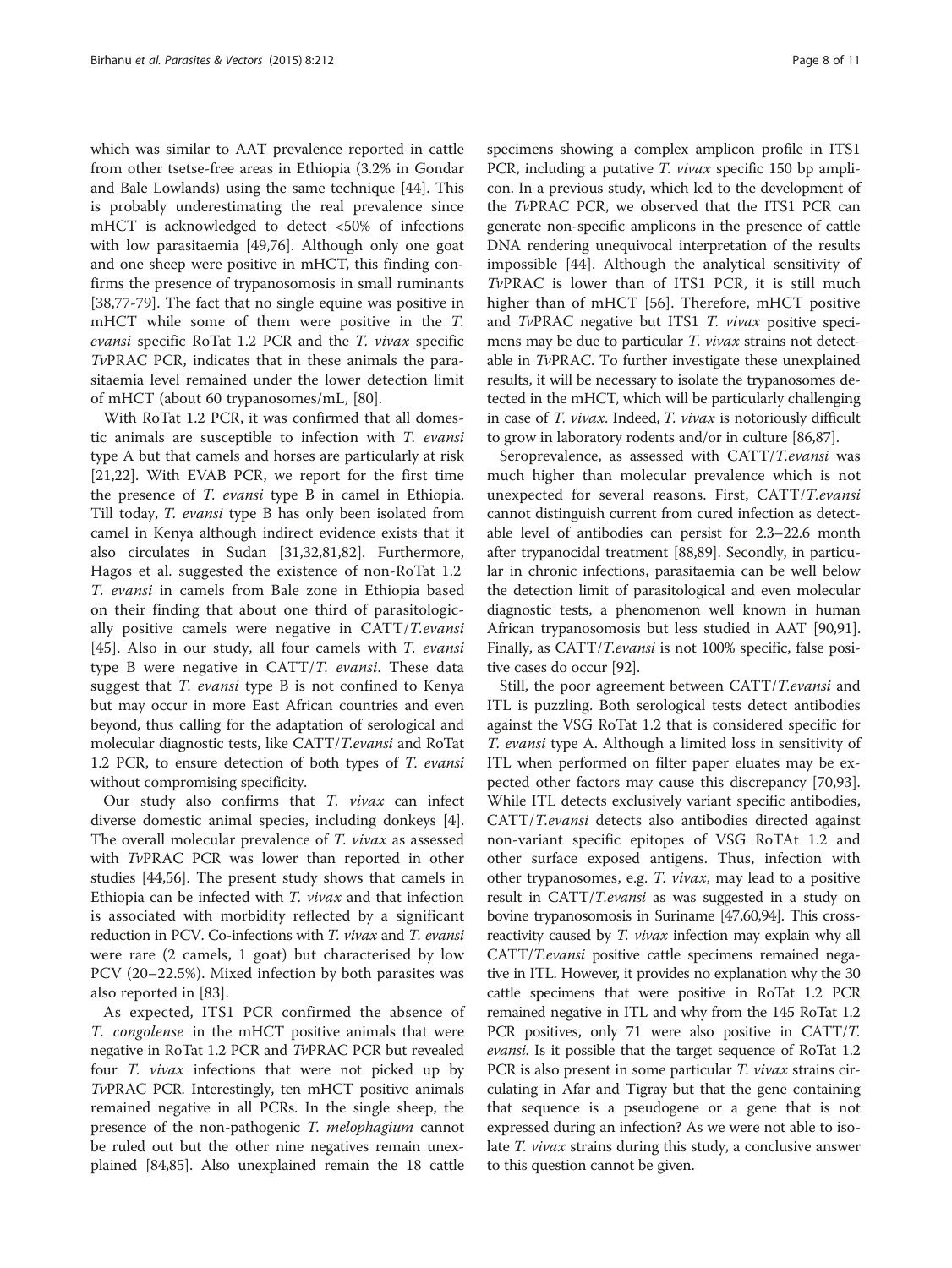which was similar to AAT prevalence reported in cattle from other tsetse-free areas in Ethiopia (3.2% in Gondar and Bale Lowlands) using the same technique [44]. This is probably underestimating the real prevalence since mHCT is acknowledged to detect <50% of infections with low parasitaemia [49,76]. Although only one goat and one sheep were positive in mHCT, this finding confirms the presence of trypanosomosis in small ruminants [38,77-79]. The fact that no single equine was positive in mHCT while some of them were positive in the *T. evansi* specific RoTat 1.2 PCR and the *T. vivax* specific *Tv*PRAC PCR, indicates that in these animals the parasitaemia level remained under the lower detection limit of mHCT (about 60 trypanosomes/mL, [80].

With RoTat 1.2 PCR, it was confirmed that all domestic animals are susceptible to infection with *T. evansi* type A but that camels and horses are particularly at risk [21,22]. With EVAB PCR, we report for the first time the presence of *T. evansi* type B in camel in Ethiopia. Till today, *T. evansi* type B has only been isolated from camel in Kenya although indirect evidence exists that it also circulates in Sudan [31,32,81,82]. Furthermore, Hagos et al. suggested the existence of non-RoTat 1.2 *T. evansi* in camels from Bale zone in Ethiopia based on their finding that about one third of parasitologically positive camels were negative in CATT/*T.evansi* [45]. Also in our study, all four camels with *T. evansi* type B were negative in CATT/*T. evansi*. These data suggest that *T. evansi* type B is not confined to Kenya but may occur in more East African countries and even beyond, thus calling for the adaptation of serological and molecular diagnostic tests, like CATT/*T.evansi* and RoTat 1.2 PCR, to ensure detection of both types of *T. evansi* without compromising specificity.

Our study also confirms that *T. vivax* can infect diverse domestic animal species, including donkeys [4]. The overall molecular prevalence of *T. vivax* as assessed with *Tv*PRAC PCR was lower than reported in other studies [44,56]. The present study shows that camels in Ethiopia can be infected with *T. vivax* and that infection is associated with morbidity reflected by a significant reduction in PCV. Co-infections with *T. vivax* and *T. evansi* were rare (2 camels, 1 goat) but characterised by low PCV (20–22.5%). Mixed infection by both parasites was also reported in [83].

As expected, ITS1 PCR confirmed the absence of *T. congolense* in the mHCT positive animals that were negative in RoTat 1.2 PCR and *Tv*PRAC PCR but revealed four *T. vivax* infections that were not picked up by *Tv*PRAC PCR. Interestingly, ten mHCT positive animals remained negative in all PCRs. In the single sheep, the presence of the non-pathogenic *T. melophagium* cannot be ruled out but the other nine negatives remain unexplained [84,85]. Also unexplained remain the 18 cattle specimens showing a complex amplicon profile in ITS1 PCR, including a putative *T. vivax* specific 150 bp amplicon. In a previous study, which led to the development of the *Tv*PRAC PCR, we observed that the ITS1 PCR can generate non-specific amplicons in the presence of cattle DNA rendering unequivocal interpretation of the results impossible [44]. Although the analytical sensitivity of *Tv*PRAC is lower than of ITS1 PCR, it is still much higher than of mHCT [56]. Therefore, mHCT positive and *Tv*PRAC negative but ITS1 *T. vivax* positive specimens may be due to particular *T. vivax* strains not detectable in *Tv*PRAC. To further investigate these unexplained results, it will be necessary to isolate the trypanosomes detected in the mHCT, which will be particularly challenging in case of *T. vivax*. Indeed, *T. vivax* is notoriously difficult to grow in laboratory rodents and/or in culture [86,87].

Seroprevalence, as assessed with CATT/*T.evansi* was much higher than molecular prevalence which is not unexpected for several reasons. First, CATT/*T.evansi* cannot distinguish current from cured infection as detectable level of antibodies can persist for 2.3–22.6 month after trypanocidal treatment [88,89]. Secondly, in particular in chronic infections, parasitaemia can be well below the detection limit of parasitological and even molecular diagnostic tests, a phenomenon well known in human African trypanosomosis but less studied in AAT [90,91]. Finally, as CATT/*T.evansi* is not 100% specific, false positive cases do occur [92].

Still, the poor agreement between CATT/*T.evansi* and ITL is puzzling. Both serological tests detect antibodies against the VSG RoTat 1.2 that is considered specific for *T. evansi* type A. Although a limited loss in sensitivity of ITL when performed on filter paper eluates may be expected other factors may cause this discrepancy [70,93]. While ITL detects exclusively variant specific antibodies, CATT/*T.evansi* detects also antibodies directed against non-variant specific epitopes of VSG RoTAt 1.2 and other surface exposed antigens. Thus, infection with other trypanosomes, e.g. *T. vivax*, may lead to a positive result in CATT/*T.evansi* as was suggested in a study on bovine trypanosomosis in Suriname [47,60,94]. This cross-reactivity caused by *T. vivax* infection may explain why all CATT/*T.evansi* positive cattle specimens remained negative in ITL. However, it provides no explanation why the 30 cattle specimens that were positive in RoTat 1.2 PCR remained negative in ITL and why from the 145 RoTat 1.2 PCR positives, only 71 were also positive in CATT/*T. evansi*. Is it possible that the target sequence of RoTat 1.2 PCR is also present in some particular *T. vivax* strains circulating in Afar and Tigray but that the gene containing that sequence is a pseudogene or a gene that is not expressed during an infection? As we were not able to isolate *T. vivax* strains during this study, a conclusive answer to this question cannot be given.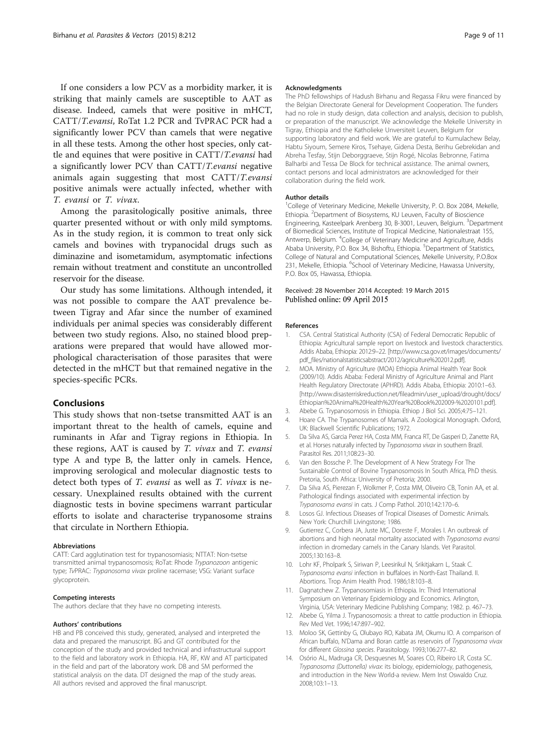If one considers a low PCV as a morbidity marker, it is striking that mainly camels are susceptible to AAT as disease. Indeed, camels that were positive in mHCT, CATT/*T.evansi*, RoTat 1.2 PCR and TvPRAC PCR had a significantly lower PCV than camels that were negative in all these tests. Among the other host species, only cattle and equines that were positive in CATT/*T.evansi* had a significantly lower PCV than CATT/*T.evansi* negative animals again suggesting that most CATT/*T.evansi* positive animals were actually infected, whether with *T. evansi* or *T. vivax*.

Among the parasitologically positive animals, three quarter presented without or with only mild symptoms. As in the study region, it is common to treat only sick camels and bovines with trypanocidal drugs such as diminazine and isometamidum, asymptomatic infections remain without treatment and constitute an uncontrolled reservoir for the disease.

Our study has some limitations. Although intended, it was not possible to compare the AAT prevalence between Tigray and Afar since the number of examined individuals per animal species was considerably different between two study regions. Also, no stained blood preparations were prepared that would have allowed morphological characterisation of those parasites that were detected in the mHCT but that remained negative in the species-specific PCRs.

## Conclusions

This study shows that non-tsetse transmitted AAT is an important threat to the health of camels, equine and ruminants in Afar and Tigray regions in Ethiopia. In these regions, AAT is caused by *T. vivax* and *T. evansi* type A and type B, the latter only in camels. Hence, improving serological and molecular diagnostic tests to detect both types of *T. evansi* as well as *T. vivax* is necessary. Unexplained results obtained with the current diagnostic tests in bovine specimens warrant particular efforts to isolate and characterise trypanosome strains that circulate in Northern Ethiopia.

#### Abbreviations

CATT: Card agglutination test for trypanosomiasis; NTTAT: Non-tsetse transmitted animal trypanosomosis; RoTat: Rhode *Trypanozoon* antigenic type; *TvPRAC*: *Trypanosoma vivax* proline racemase; VSG: Variant surface glycoprotein.

#### Competing interests

The authors declare that they have no competing interests.

#### Authors' contributions

HB and PB conceived this study, generated, analysed and interpreted the data and prepared the manuscript. BG and GT contributed for the conception of the study and provided technical and infrastructural support to the field and laboratory work in Ethiopia. HA, RF, KW and AT participated in the field and part of the laboratory work. DB and SM performed the statistical analysis on the data. DT designed the map of the study areas. All authors revised and approved the final manuscript.

#### Acknowledgments

The PhD fellowships of Hadush Birhanu and Regassa Fikru were financed by the Belgian Directorate General for Development Cooperation. The funders had no role in study design, data collection and analysis, decision to publish, or preparation of the manuscript. We acknowledge the Mekelle University in Tigray, Ethiopia and the Katholieke Unversiteit Leuven, Belgium for supporting laboratory and field work. We are grateful to Kumulachew Belay, Habtu Siyoum, Semere Kiros, Tsehaye, Gidena Desta, Berihu Gebrekidan and Abreha Tesfay, Stijn Deborggraeve, Stijn Rogé, Nicolas Bebronne, Fatima Balharbi and Tessa De Block for technical assistance. The animal owners, contact persons and local administrators are acknowledged for their collaboration during the field work.

#### Author details

[1]College of Veterinary Medicine, Mekelle University, P. O. Box 2084, Mekelle, Ethiopia. [2]Department of Biosystems, KU Leuven, Faculty of Bioscience Engineering, Kasteelpark Arenberg 30, B-3001, Leuven, Belgium. [3]Department of Biomedical Sciences, Institute of Tropical Medicine, Nationalestraat 155, Antwerp, Belgium. [4]College of Veterinary Medicine and Agriculture, Addis Ababa University, P.O. Box 34, Bishoftu, Ethiopia. [5]Department of Statistics, College of Natural and Computational Sciences, Mekelle University, P.O.Box 231, Mekelle, Ethiopia. [6]School of Veterinary Medicine, Hawassa University, P.O. Box 05, Hawassa, Ethiopia.

Received: 28 November 2014 Accepted: 19 March 2015
Published online: 09 April 2015

#### References

1. CSA. Central Statistical Authority (CSA) of Federal Democratic Republic of Ethiopia: Agricultural sample report on livestock and livestock characterstics. Addis Ababa, Ethiopia: 2012:9–22. [http://www.csa.gov.et/images/documents/pdf_files/nationalstatisticsabstract/2012/agriculture%202012.pdf].
2. MOA. Ministry of Agriculture (MOA) Ethiopia Animal Health Year Book (2009/10). Addis Ababa: Federal Ministry of Agriculture Animal and Plant Health Regulatory Directorate (APHRD). Addis Ababa, Ethiopia: 2010:1–63. [http://www.disasterriskreduction.net/fileadmin/user_upload/drought/docs/Ethiopian%20Animal%20Health%20Year%20Book%202009-%2020101.pdf].
3. Abebe G. Trypanosomosis in Ethiopia. Ethiop J Biol Sci. 2005;4:75–121.
4. Hoare CA. The Trypanosomes of Mamals. A Zoological Monograph. Oxford, UK: Blackwell Scientific Publications; 1972.
5. Da Silva AS, Garcia Perez HA, Costa MM, Franca RT, De Gasperi D, Zanette RA, et al. Horses naturally infected by *Trypanosoma vivax* in southern Brazil. Parasitol Res. 2011;108:23–30.
6. Van den Bossche P. The Development of A New Strategy For The Sustainable Control of Bovine Trypanosomosis In South Africa, PhD thesis. Pretoria, South Africa: University of Pretoria; 2000.
7. Da Silva AS, Pierezan F, Wolkmer P, Costa MM, Oliveiro CB, Tonin AA, et al. Pathological findings associated with experimental infection by *Trypanosoma evansi* in cats. J Comp Pathol. 2010;142:170–6.
8. Losos GJ. Infectious Diseases of Tropical Diseases of Domestic Animals. New York: Churchill Livingstone; 1986.
9. Gutierrez C, Corbera JA, Juste MC, Doreste F, Morales I. An outbreak of abortions and high neonatal mortality associated with *Trypanosoma evansi* infection in dromedary camels in the Canary Islands. Vet Parasitol. 2005;130:163–8.
10. Lohr KF, Pholpark S, Siriwan P, Leesirikul N, Srikitjakarn L, Staak C. *Trypanosoma evansi* infection in buffaloes in North-East Thailand. II. Abortions. Trop Anim Health Prod. 1986;18:103–8.
11. Dagnatchew Z. Trypanosomiasis in Ethiopia. In: Third International Symposium on Veterinary Epidemiology and Economics. Arlington, Virginia, USA: Veterinary Medicine Publishing Company; 1982. p. 467–73.
12. Abebe G, Yilma J. Trypanosomosis: a threat to cattle production in Ethiopia. Rev Med Vet. 1996;147:897–902.
13. Moloo SK, Gettinby G, Olubayo RO, Kabata JM, Okumu IO. A comparison of African buffalo, N'Dama and Boran cattle as reservoirs of *Trypanosoma vivax* for different *Glossina species*. Parasitology. 1993;106:277–82.
14. Osório AL, Madruga CR, Desquesnes M, Soares CO, Ribeiro LR, Costa SC. *Trypanosoma (Duttonella) vivax*: its biology, epidemiology, pathogenesis, and introduction in the New World-a review. Mem Inst Oswaldo Cruz. 2008;103:1–13.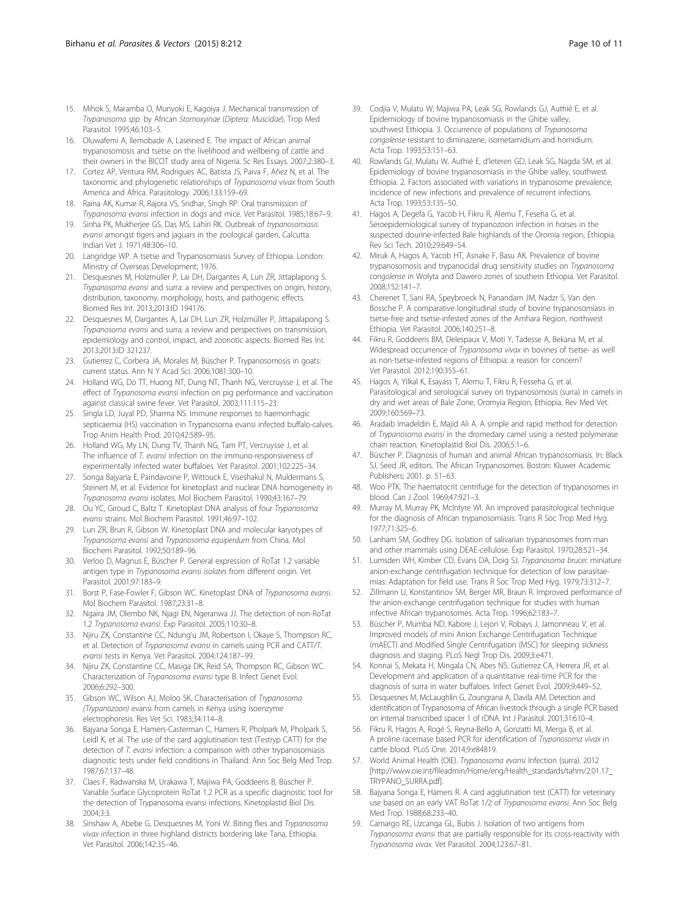15. Mihok S, Maramba O, Munyoki E, Kagoiya J. Mechanical transmission of *Trypanosoma spp.* by African *Stomoxyinae* (*Diptera: Muscidae*). Trop Med Parasitol. 1995;46:103–5.
16. Oluwafemi A, Ilemobade A, Laseined E. The impact of African animal trypanosomosis and tsetse on the livelihood and wellbeing of cattle and their owners in the BICOT study area of Nigeria. Sc Res Essays. 2007;2:380–3.
17. Cortez AP, Ventura RM, Rodrigues AC, Batista JS, Paiva F, Añez N, et al. The taxonomic and phylogenetic relationships of *Trypanosoma vivax* from South America and Africa. Parasitology. 2006;133:159–69.
18. Raina AK, Kumar R, Rajora VS, Sridhar, Singh RP. Oral transmission of *Trypanosoma evansi* infection in dogs and mice. Vet Parasitol. 1985;18:67–9.
19. Sinha PK, Mukherjee GS, Das MS, Lahiri RK. Outbreak of *trypanosomiasis evansi* amongst tigers and jaguars in the zoological garden, Calcutta. Indian Vet J. 1971;48:306–10.
20. Langridge WP. A tsetse and Trypanosomiasis Survey of Ethiopia. London: Ministry of Overseas Development; 1976.
21. Desquesnes M, Holzmüller P, Lai DH, Dargantes A, Lun ZR, Jittaplapong S. *Trypanosoma evansi* and surra: a review and perspectives on origin, history, distribution, taxonomy, morphology, hosts, and pathogenic effects. Biomed Res Int. 2013;2013:ID 194176.
22. Desquesnes M, Dargantes A, Lai DH, Lun ZR, Holzmüller P, Jittapalapong S. *Trypanosoma evansi* and surra: a review and perspectives on transmission, epidemiology and control, impact, and zoonotic aspects. Biomed Res Int. 2013;2013:ID 321237.
23. Gutierrez C, Corbera JA, Morales M, Büscher P. Trypanosomosis in goats: current status. Ann N Y Acad Sci. 2006;1081:300–10.
24. Holland WG, Do TT, Huong NT, Dung NT, Thanh NG, Vercruysse J, et al. The effect of *Trypanosoma evansi* infection on pig performance and vaccination against classical swine fever. Vet Parasitol. 2003;111:115–23.
25. Singla LD, Juyal PD, Sharma NS. Immune responses to haemorrhagic septicaemia (HS) vaccination in Trypanosoma evansi infected buffalo-calves. Trop Anim Health Prod. 2010;42:589–95.
26. Holland WG, My LN, Dung TV, Thanh NG, Tam PT, Vercruysse J, et al. The influence of *T. evansi* infection on the immuno-responsiveness of experimentally infected water buffaloes. Vet Parasitol. 2001;102:225–34.
27. Songa Bajyana E, Paindavoine P, Wittouck E, Viseshakul N, Muldermans S, Steinert M, et al. Evidence for kinetoplast and nuclear DNA homogeneity in *Trypanosoma evansi* isolates. Mol Biochem Parasitol. 1990;43:167–79.
28. Ou YC, Giroud C, Baltz T. Kinetoplast DNA analysis of four *Trypanosoma evansi* strains. Mol Biochem Parasitol. 1991;46:97–102.
29. Lun ZR, Brun R, Gibson W. Kinetoplast DNA and molecular karyotypes of *Trypanosoma evansi* and *Trypanosoma equiperdum* from China. Mol Biochem Parasitol. 1992;50:189–96.
30. Verloo D, Magnus E, Büscher P. General expression of RoTat 1.2 variable antigen type in *Trypanosoma evansi isolates* from different origin. Vet Parasitol. 2001;97:183–9.
31. Borst P, Fase-Fowler F, Gibson WC. Kinetoplast DNA of *Trypanosoma evansi*. Mol Biochem Parasitol. 1987;23:31–8.
32. Ngaira JM, Olembo NK, Njagi EN, Ngeranwa JJ. The detection of non-RoTat 1.2 *Trypanosoma evansi*. Exp Parasitol. 2005;110:30–8.
33. Njiru ZK, Constantine CC, Ndung'u JM, Robertson I, Okaye S, Thompson RC, et al. Detection of *Trypanosoma evansi* in camels using PCR and CATT/*T. evansi* tests in Kenya. Vet Parasitol. 2004;124:187–99.
34. Njiru ZK, Constantine CC, Masiga DK, Reid SA, Thompson RC, Gibson WC. Characterization of *Trypanosoma evansi* type B. Infect Genet Evol. 2006;6:292–300.
35. Gibson WC, Wilson AJ, Moloo SK. Characterisation of *Trypanosoma (Trypanozoon)* evansi from camels in Kenya using isoenzyme electrophoresis. Res Vet Sci. 1983;34:114–8.
36. Bajyana Songa E, Hamers-Casterman C, Hamers R, Pholpark M, Pholpark S, Leidl K, et al. The use of the card agglutination test (Testryp CATT) for the detection of *T. evansi* infection: a comparison with other trypanosomiasis diagnostic tests under field conditions in Thailand. Ann Soc Belg Med Trop. 1987;67:137–48.
37. Claes F, Radwanska M, Urakawa T, Majiwa PA, Goddeeris B, Büscher P. Variable Surface Glycoprotein RoTat 1.2 PCR as a specific diagnostic tool for the detection of Trypanosoma evansi infections. Kinetoplastid Biol Dis. 2004;3:3.
38. Sinshaw A, Abebe G, Desquesnes M, Yoni W. Biting flies and *Trypanosoma vivax* infection in three highland districts bordering lake Tana, Ethiopia. Vet Parasitol. 2006;142:35–46.
39. Codjia V, Mulatu W, Majiwa PA, Leak SG, Rowlands GJ, Authié E, et al. Epidemiology of bovine trypanosomiasis in the Ghibe valley, southwest Ethiopia. 3. Occurrence of populations of *Trypanosoma congolense* resistant to diminazene, isometamidium and homidium. Acta Trop. 1993;53:151–63.
40. Rowlands GJ, Mulatu W, Authié E, d'Ieteren GD, Leak SG, Nagda SM, et al. Epidemiology of bovine trypanosomiasis in the Ghibe valley, southwest Ethiopia. 2. Factors associated with variations in trypanosome prevalence, incidence of new infections and prevalence of recurrent infections. Acta Trop. 1993;53:135–50.
41. Hagos A, Degefa G, Yacob H, Fikru R, Alemu T, Feseha G, et al. Seroepidemiological survey of trypanozoon infection in horses in the suspected dourine-infected Bale highlands of the Oromia region, Ethiopia. Rev Sci Tech. 2010;29:649–54.
42. Miruk A, Hagos A, Yacob HT, Asnake F, Basu AK. Prevalence of bovine trypanosomosis and trypanocidal drug sensitivity studies on *Trypanosoma congolense* in Wolyta and Dawero zones of southern Ethiopia. Vet Parasitol. 2008;152:141–7.
43. Cherenet T, Sani RA, Speybroeck N, Panandam JM, Nadzr S, Van den Bossche P. A comparative longitudinal study of bovine trypanosomiasis in tsetse-free and tsetse-infested zones of the Amhara Region, northwest Ethiopia. Vet Parasitol. 2006;140:251–8.
44. Fikru R, Goddeeris BM, Delespaux V, Moti Y, Tadesse A, Bekana M, et al. Widespread occurrence of *Trypanosoma vivax* in bovines of tsetse- as well as non-tsetse-infested regions of Ethiopia: a reason for concern? Vet Parasitol. 2012;190:355–61.
45. Hagos A, Yilkal K, Esayass T, Alemu T, Fikru R, Fesseha G, et al. Parasitological and serological survey on trypanosomosis (surra) in camels in dry and wet areas of Bale Zone, Oromyia Region, Ethiopia. Rev Med Vet. 2009;160:569–73.
46. Aradaib Imadeldin E, Majid Ali A. A simple and rapid method for detection of *Trypanosoma evansi* in the dromedary camel using a nested polymerase chain reaction. Kinetoplastid Biol Dis. 2006;5:1–6.
47. Büscher P. Diagnosis of human and animal African trypanosomiasis. In: Black SJ, Seed JR, editors. The African Trypanosomes. Boston: Kluwer Academic Publishers; 2001. p. 51–63.
48. Woo PTK. The haematocrit centrifuge for the detection of trypanosomes in blood. Can J Zool. 1969;47:921–3.
49. Murray M, Murray PK, McIntyre WI. An improved parasitological technique for the diagnosis of African trypanosomiasis. Trans R Soc Trop Med Hyg. 1977;71:325–6.
50. Lanham SM, Godfrey DG. Isolation of salivarian trypanosomes from man and other mammals using DEAE-cellulose. Exp Parasitol. 1970;28:521–34.
51. Lumsden WH, Kimber CD, Evans DA, Doig SJ. *Trypanosoma brucei*: miniature anion-exchange centrifugation technique for detection of low parasitaemias: Adaptation for field use. Trans R Soc Trop Med Hyg. 1979;73:312–7.
52. Zillmann U, Konstantinov SM, Berger MR, Braun R. Improved performance of the anion-exchange centrifugation technique for studies with human infective African trypanosomes. Acta Trop. 1996;62:183–7.
53. Büscher P, Mumba ND, Kabore J, Lejon V, Robays J, Jamonneau V, et al. Improved models of mini Anion Exchange Centrifugation Technique (mAECT) and Modified Single Centrifugation (MSC) for sleeping sickness diagnosis and staging. PLoS Negl Trop Dis. 2009;3:e471.
54. Konnai S, Mekata H, Mingala CN, Abes NS, Gutierrez CA, Herrera JR, et al. Development and application of a quantitative real-time PCR for the diagnosis of surra in water buffaloes. Infect Genet Evol. 2009;9:449–52.
55. Desquesnes M, McLaughlin G, Zoungrana A, Davila AM. Detection and identification of Trypanosoma of African livestock through a single PCR based on internal transcribed spacer 1 of rDNA. Int J Parasitol. 2001;31:610–4.
56. Fikru R, Hagos A, Rogé S, Reyna-Bello A, Gonzatti MI, Merga B, et al. A proline racemase based PCR for identification of *Trypanosoma vivax* in cattle blood. PLoS One. 2014;9:e84819.
57. World Animal Health (OIE). *Trypanosoma evansi* Infection (surra). 2012 [http://www.oie.int/fileadmin/Home/eng/Health_standards/tahm/2.01.17_TRYPANO_SURRA.pdf].
58. Bajyana Songa E, Hamers R. A card agglutination test (CATT) for veterinary use based on an early VAT RoTat 1/2 of *Trypanosoma evansi*. Ann Soc Belg Med Trop. 1988;68:233–40.
59. Camargo RE, Uzcanga GL, Bubis J. Isolation of two antigens from *Trypanosoma evansi* that are partially responsible for its cross-reactivity with *Trypanosoma vivax*. Vet Parasitol. 2004;123:67–81.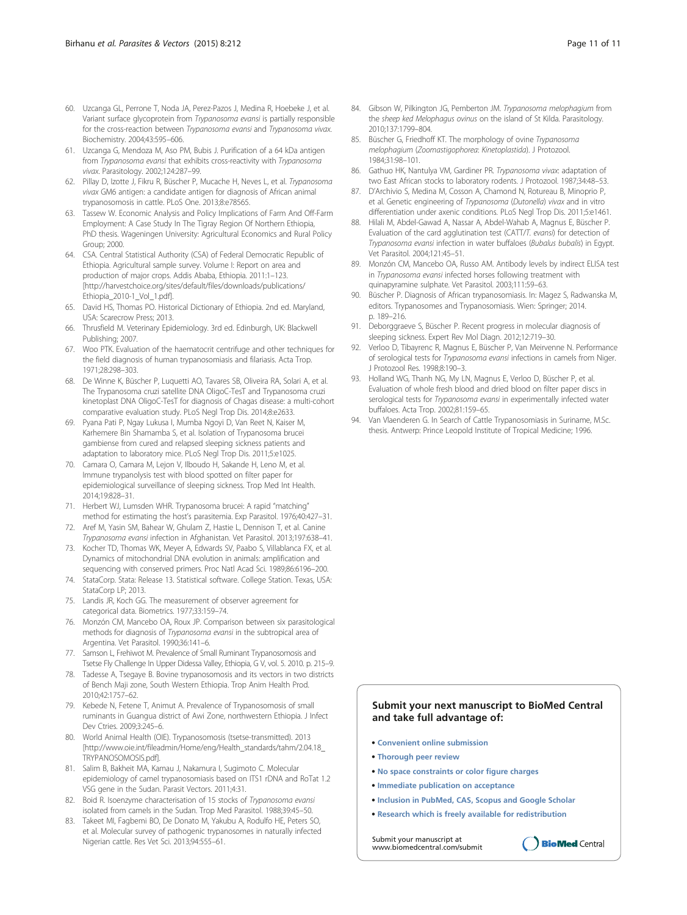60. Uzcanga GL, Perrone T, Noda JA, Perez-Pazos J, Medina R, Hoebeke J, et al. Variant surface glycoprotein from *Trypanosoma evansi* is partially responsible for the cross-reaction between *Trypanosoma evansi* and *Trypanosoma vivax*. Biochemistry. 2004;43:595–606.
61. Uzcanga G, Mendoza M, Aso PM, Bubis J. Purification of a 64 kDa antigen from *Trypanosoma evansi* that exhibits cross-reactivity with *Trypanosoma vivax*. Parasitology. 2002;124:287–99.
62. Pillay D, Izotte J, Fikru R, Büscher P, Mucache H, Neves L, et al. *Trypanosoma vivax* GM6 antigen: a candidate antigen for diagnosis of African animal trypanosomosis in cattle. PLoS One. 2013;8:e78565.
63. Tassew W. Economic Analysis and Policy Implications of Farm And Off-Farm Employment: A Case Study In The Tigray Region Of Northern Ethiopia, PhD thesis. Wageningen University: Agricultural Economics and Rural Policy Group; 2000.
64. CSA. Central Statistical Authority (CSA) of Federal Democratic Republic of Ethiopia. Agricultural sample survey. Volume I: Report on area and production of major crops. Addis Ababa, Ethiopia. 2011:1–123. [http://harvestchoice.org/sites/default/files/downloads/publications/Ethiopia_2010-1_Vol_1.pdf].
65. David HS, Thomas PO. Historical Dictionary of Ethiopia. 2nd ed. Maryland, USA: Scarecrow Press; 2013.
66. Thrusfield M. Veterinary Epidemiology. 3rd ed. Edinburgh, UK: Blackwell Publishing; 2007.
67. Woo PTK. Evaluation of the haematocrit centrifuge and other techniques for the field diagnosis of human trypanosomiasis and filariasis. Acta Trop. 1971;28:298–303.
68. De Winne K, Büscher P, Luquetti AO, Tavares SB, Oliveira RA, Solari A, et al. The Trypanosoma cruzi satellite DNA OligoC-TesT and Trypanosoma cruzi kinetoplast DNA OligoC-TesT for diagnosis of Chagas disease: a multi-cohort comparative evaluation study. PLoS Negl Trop Dis. 2014;8:e2633.
69. Pyana Pati P, Ngay Lukusa I, Mumba Ngoyi D, Van Reet N, Kaiser M, Karhemere Bin Shamamba S, et al. Isolation of Trypanosoma brucei gambiense from cured and relapsed sleeping sickness patients and adaptation to laboratory mice. PLoS Negl Trop Dis. 2011;5:e1025.
70. Camara O, Camara M, Lejon V, Ilboudo H, Sakande H, Leno M, et al. Immune trypanolysis test with blood spotted on filter paper for epidemiological surveillance of sleeping sickness. Trop Med Int Health. 2014;19:828–31.
71. Herbert WJ, Lumsden WHR. Trypanosoma brucei: A rapid "matching" method for estimating the host's parasitemia. Exp Parasitol. 1976;40:427–31.
72. Aref M, Yasin SM, Bahear W, Ghulam Z, Hastie L, Dennison T, et al. Canine *Trypanosoma evansi* infection in Afghanistan. Vet Parasitol. 2013;197:638–41.
73. Kocher TD, Thomas WK, Meyer A, Edwards SV, Paabo S, Villablanca FX, et al. Dynamics of mitochondrial DNA evolution in animals: amplification and sequencing with conserved primers. Proc Natl Acad Sci. 1989;86:6196–200.
74. StataCorp. Stata: Release 13. Statistical software. College Station. Texas, USA: StataCorp LP; 2013.
75. Landis JR, Koch GG. The measurement of observer agreement for categorical data. Biometrics. 1977;33:159–74.
76. Monzón CM, Mancebo OA, Roux JP. Comparison between six parasitological methods for diagnosis of *Trypanosoma evansi* in the subtropical area of Argentina. Vet Parasitol. 1990;36:141–6.
77. Samson L, Frehiwot M. Prevalence of Small Ruminant Trypanosomosis and Tsetse Fly Challenge In Upper Didessa Valley, Ethiopia, G V, vol. 5. 2010. p. 215–9.
78. Tadesse A, Tsegaye B. Bovine trypanosomosis and its vectors in two districts of Bench Maji zone, South Western Ethiopia. Trop Anim Health Prod. 2010;42:1757–62.
79. Kebede N, Fetene T, Animut A. Prevalence of Trypanosomosis of small ruminants in Guangua district of Awi Zone, northwestern Ethiopia. J Infect Dev Ctries. 2009;3:245–6.
80. World Animal Health (OIE). Trypanosomosis (tsetse-transmitted). 2013 [http://www.oie.int/fileadmin/Home/eng/Health_standards/tahm/2.04.18_TRYPANOSOMOSIS.pdf].
81. Salim B, Bakheit MA, Kamau J, Nakamura I, Sugimoto C. Molecular epidemiology of camel trypanosomiasis based on ITS1 rDNA and RoTat 1.2 VSG gene in the Sudan. Parasit Vectors. 2011;4:31.
82. Boid R. Isoenzyme characterisation of 15 stocks of *Trypanosoma evansi* isolated from camels in the Sudan. Trop Med Parasitol. 1988;39:45–50.
83. Takeet MI, Fagbemi BO, De Donato M, Yakubu A, Rodulfo HE, Peters SO, et al. Molecular survey of pathogenic trypanosomes in naturally infected Nigerian cattle. Res Vet Sci. 2013;94:555–61.
84. Gibson W, Pilkington JG, Pemberton JM. *Trypanosoma melophagium* from the *sheep ked Melophagus ovinus* on the island of St Kilda. Parasitology. 2010;137:1799–804.
85. Büscher G, Friedhoff KT. The morphology of ovine *Trypanosoma melophagium* (*Zoomastigophorea*: *Kinetoplastida*). J Protozool. 1984;31:98–101.
86. Gathuo HK, Nantulya VM, Gardiner PR. *Trypanosoma vivax*: adaptation of two East African stocks to laboratory rodents. J Protozool. 1987;34:48–53.
87. D'Archivio S, Medina M, Cosson A, Chamond N, Rotureau B, Minoprio P, et al. Genetic engineering of *Trypanosoma* (*Dutonella*) *vivax* and in vitro differentiation under axenic conditions. PLoS Negl Trop Dis. 2011;5:e1461.
88. Hilali M, Abdel-Gawad A, Nassar A, Abdel-Wahab A, Magnus E, Büscher P. Evaluation of the card agglutination test (CATT/*T. evansi*) for detection of *Trypanosoma evansi* infection in water buffaloes (*Bubalus bubalis*) in Egypt. Vet Parasitol. 2004;121:45–51.
89. Monzón CM, Mancebo OA, Russo AM. Antibody levels by indirect ELISA test in *Trypanosoma evansi* infected horses following treatment with quinapyramine sulphate. Vet Parasitol. 2003;111:59–63.
90. Büscher P. Diagnosis of African trypanosomiasis. In: Magez S, Radwanska M, editors. Trypanosomes and Trypanosomiasis. Wien: Springer; 2014. p. 189–216.
91. Deborggraeve S, Büscher P. Recent progress in molecular diagnosis of sleeping sickness. Expert Rev Mol Diagn. 2012;12:719–30.
92. Verloo D, Tibayrenc R, Magnus E, Büscher P, Van Meirvenne N. Performance of serological tests for *Trypanosoma evansi* infections in camels from Niger. J Protozool Res. 1998;8:190–3.
93. Holland WG, Thanh NG, My LN, Magnus E, Verloo D, Büscher P, et al. Evaluation of whole fresh blood and dried blood on filter paper discs in serological tests for *Trypanosoma evansi* in experimentally infected water buffaloes. Acta Trop. 2002;81:159–65.
94. Van Vlaenderen G. In Search of Cattle Trypanosomiasis in Suriname, M.Sc. thesis. Antwerp: Prince Leopold Institute of Tropical Medicine; 1996.

**Submit your next manuscript to BioMed Central and take full advantage of:**

- **Convenient online submission**
- **Thorough peer review**
- **No space constraints or color figure charges**
- **Immediate publication on acceptance**
- **Inclusion in PubMed, CAS, Scopus and Google Scholar**
- **Research which is freely available for redistribution**

Submit your manuscript at www.biomedcentral.com/submit

BioMed Central